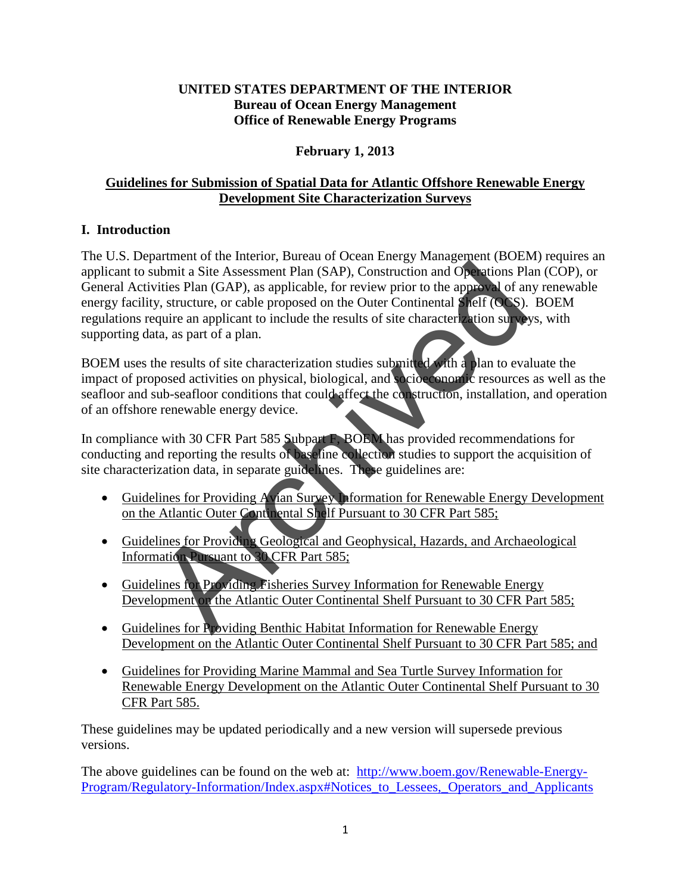**UNITED STATES DEPARTMENT OF THE INTERIOR**
**Bureau of Ocean Energy Management**
**Office of Renewable Energy Programs**

**February 1, 2013**

# Guidelines for Submission of Spatial Data for Atlantic Offshore Renewable Energy Development Site Characterization Surveys

## I. Introduction

The U.S. Department of the Interior, Bureau of Ocean Energy Management (BOEM) requires an applicant to submit a Site Assessment Plan (SAP), Construction and Operations Plan (COP), or General Activities Plan (GAP), as applicable, for review prior to the approval of any renewable energy facility, structure, or cable proposed on the Outer Continental Shelf (OCS). BOEM regulations require an applicant to include the results of site characterization surveys, with supporting data, as part of a plan.

BOEM uses the results of site characterization studies submitted with a plan to evaluate the impact of proposed activities on physical, biological, and socioeconomic resources as well as the seafloor and sub-seafloor conditions that could affect the construction, installation, and operation of an offshore renewable energy device.

In compliance with 30 CFR Part 585 Subpart F, BOEM has provided recommendations for conducting and reporting the results of baseline collection studies to support the acquisition of site characterization data, in separate guidelines. These guidelines are:

- Guidelines for Providing Avian Survey Information for Renewable Energy Development on the Atlantic Outer Continental Shelf Pursuant to 30 CFR Part 585;
- Guidelines for Providing Geological and Geophysical, Hazards, and Archaeological Information Pursuant to 30 CFR Part 585;
- Guidelines for Providing Fisheries Survey Information for Renewable Energy Development on the Atlantic Outer Continental Shelf Pursuant to 30 CFR Part 585;
- Guidelines for Providing Benthic Habitat Information for Renewable Energy Development on the Atlantic Outer Continental Shelf Pursuant to 30 CFR Part 585; and
- Guidelines for Providing Marine Mammal and Sea Turtle Survey Information for Renewable Energy Development on the Atlantic Outer Continental Shelf Pursuant to 30 CFR Part 585.

These guidelines may be updated periodically and a new version will supersede previous versions.

The above guidelines can be found on the web at: http://www.boem.gov/Renewable-Energy-Program/Regulatory-Information/Index.aspx#Notices_to_Lessees,_Operators_and_Applicants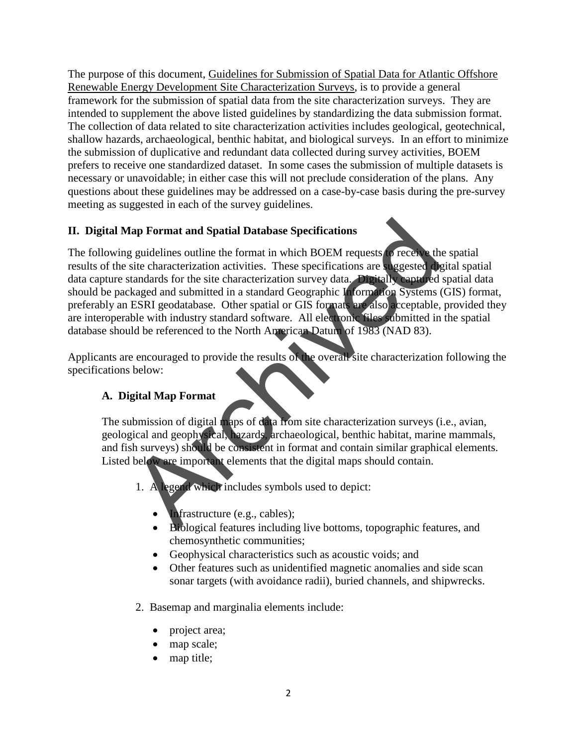The purpose of this document, Guidelines for Submission of Spatial Data for Atlantic Offshore Renewable Energy Development Site Characterization Surveys, is to provide a general framework for the submission of spatial data from the site characterization surveys. They are intended to supplement the above listed guidelines by standardizing the data submission format. The collection of data related to site characterization activities includes geological, geotechnical, shallow hazards, archaeological, benthic habitat, and biological surveys. In an effort to minimize the submission of duplicative and redundant data collected during survey activities, BOEM prefers to receive one standardized dataset. In some cases the submission of multiple datasets is necessary or unavoidable; in either case this will not preclude consideration of the plans. Any questions about these guidelines may be addressed on a case-by-case basis during the pre-survey meeting as suggested in each of the survey guidelines.

## II. Digital Map Format and Spatial Database Specifications

The following guidelines outline the format in which BOEM requests to receive the spatial results of the site characterization activities. These specifications are suggested digital spatial data capture standards for the site characterization survey data. Digitally captured spatial data should be packaged and submitted in a standard Geographic Information Systems (GIS) format, preferably an ESRI geodatabase. Other spatial or GIS formats are also acceptable, provided they are interoperable with industry standard software. All electronic files submitted in the spatial database should be referenced to the North American Datum of 1983 (NAD 83).

Applicants are encouraged to provide the results of the overall site characterization following the specifications below:

### A. Digital Map Format

The submission of digital maps of data from site characterization surveys (i.e., avian, geological and geophysical, hazards, archaeological, benthic habitat, marine mammals, and fish surveys) should be consistent in format and contain similar graphical elements. Listed below are important elements that the digital maps should contain.

1. A legend which includes symbols used to depict:
   - Infrastructure (e.g., cables);
   - Biological features including live bottoms, topographic features, and chemosynthetic communities;
   - Geophysical characteristics such as acoustic voids; and
   - Other features such as unidentified magnetic anomalies and side scan sonar targets (with avoidance radii), buried channels, and shipwrecks.
2. Basemap and marginalia elements include:
   - project area;
   - map scale;
   - map title;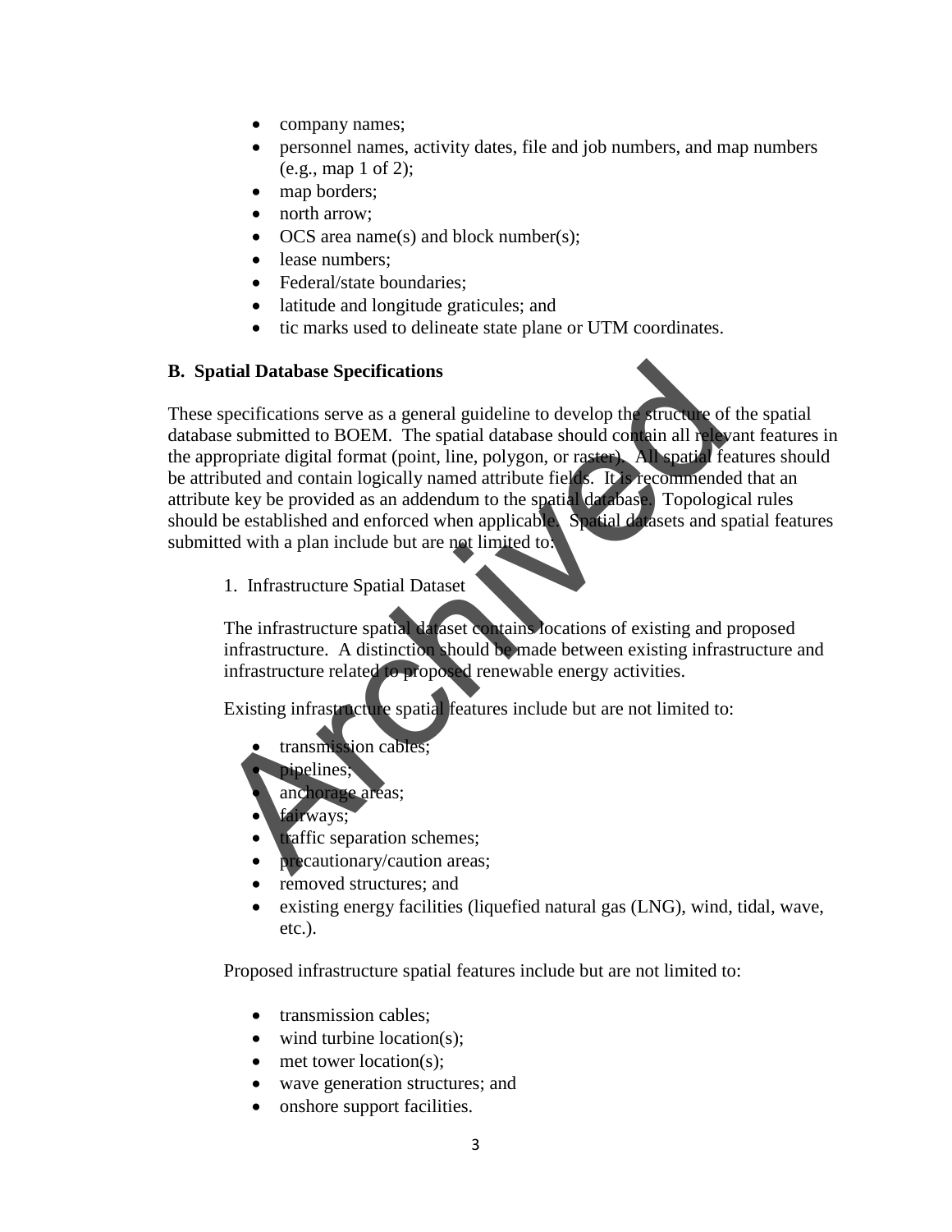- company names;
- personnel names, activity dates, file and job numbers, and map numbers (e.g., map 1 of 2);
- map borders;
- north arrow;
- OCS area name(s) and block number(s);
- lease numbers;
- Federal/state boundaries;
- latitude and longitude graticules; and
- tic marks used to delineate state plane or UTM coordinates.

## B. Spatial Database Specifications

These specifications serve as a general guideline to develop the structure of the spatial database submitted to BOEM. The spatial database should contain all relevant features in the appropriate digital format (point, line, polygon, or raster). All spatial features should be attributed and contain logically named attribute fields. It is recommended that an attribute key be provided as an addendum to the spatial database. Topological rules should be established and enforced when applicable. Spatial datasets and spatial features submitted with a plan include but are not limited to:

### 1. Infrastructure Spatial Dataset

The infrastructure spatial dataset contains locations of existing and proposed infrastructure. A distinction should be made between existing infrastructure and infrastructure related to proposed renewable energy activities.

Existing infrastructure spatial features include but are not limited to:

- transmission cables;
- pipelines;
- anchorage areas;
- fairways;
- traffic separation schemes;
- precautionary/caution areas;
- removed structures; and
- existing energy facilities (liquefied natural gas (LNG), wind, tidal, wave, etc.).

Proposed infrastructure spatial features include but are not limited to:

- transmission cables;
- wind turbine location(s);
- met tower location(s);
- wave generation structures; and
- onshore support facilities.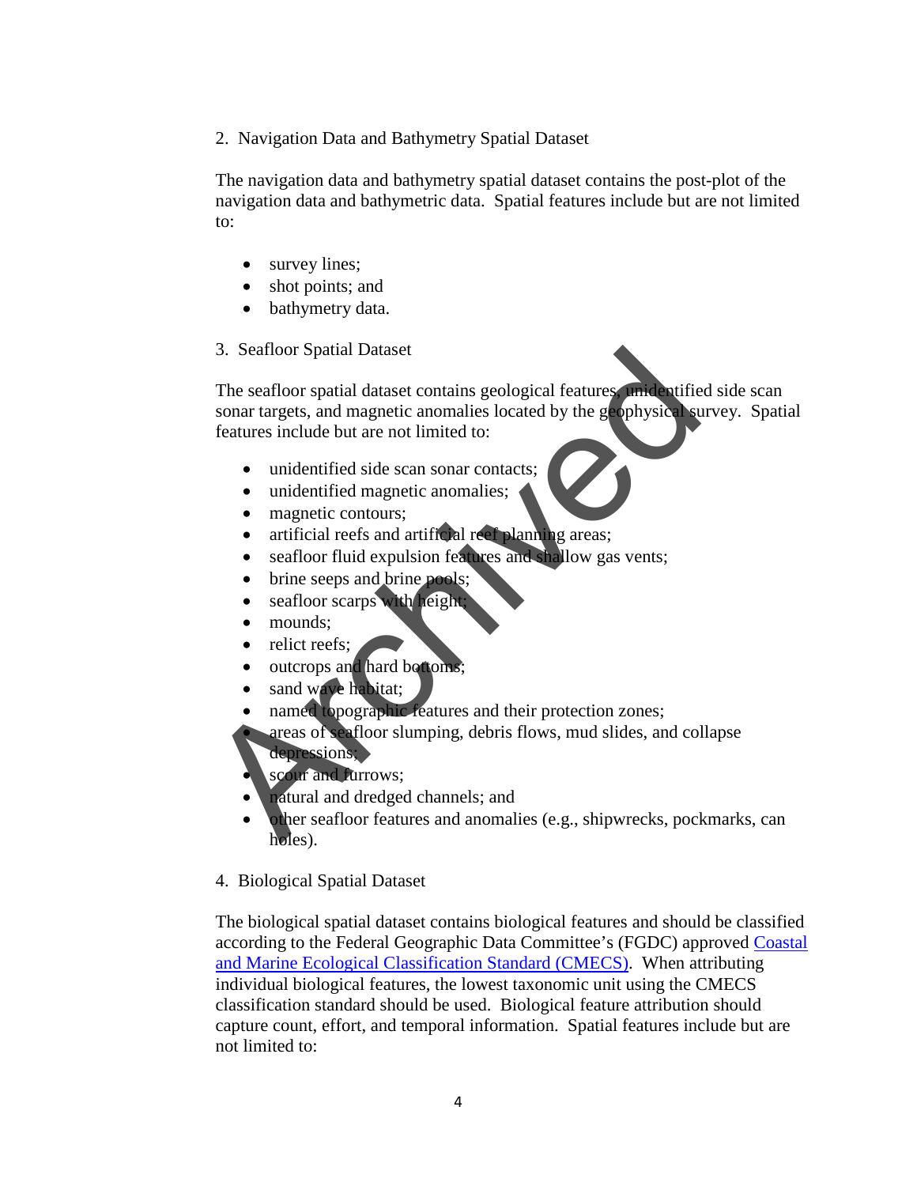2. Navigation Data and Bathymetry Spatial Dataset

The navigation data and bathymetry spatial dataset contains the post-plot of the navigation data and bathymetric data. Spatial features include but are not limited to:

- survey lines;
- shot points; and
- bathymetry data.

3. Seafloor Spatial Dataset

The seafloor spatial dataset contains geological features, unidentified side scan sonar targets, and magnetic anomalies located by the geophysical survey. Spatial features include but are not limited to:

- unidentified side scan sonar contacts;
- unidentified magnetic anomalies;
- magnetic contours;
- artificial reefs and artificial reef planning areas;
- seafloor fluid expulsion features and shallow gas vents;
- brine seeps and brine pools;
- seafloor scarps with height;
- mounds;
- relict reefs;
- outcrops and hard bottoms;
- sand wave habitat;
- named topographic features and their protection zones;
- areas of seafloor slumping, debris flows, mud slides, and collapse depressions;
- scour and furrows;
- natural and dredged channels; and
- other seafloor features and anomalies (e.g., shipwrecks, pockmarks, can holes).

4. Biological Spatial Dataset

The biological spatial dataset contains biological features and should be classified according to the Federal Geographic Data Committee's (FGDC) approved [Coastal and Marine Ecological Classification Standard (CMECS)](). When attributing individual biological features, the lowest taxonomic unit using the CMECS classification standard should be used. Biological feature attribution should capture count, effort, and temporal information. Spatial features include but are not limited to: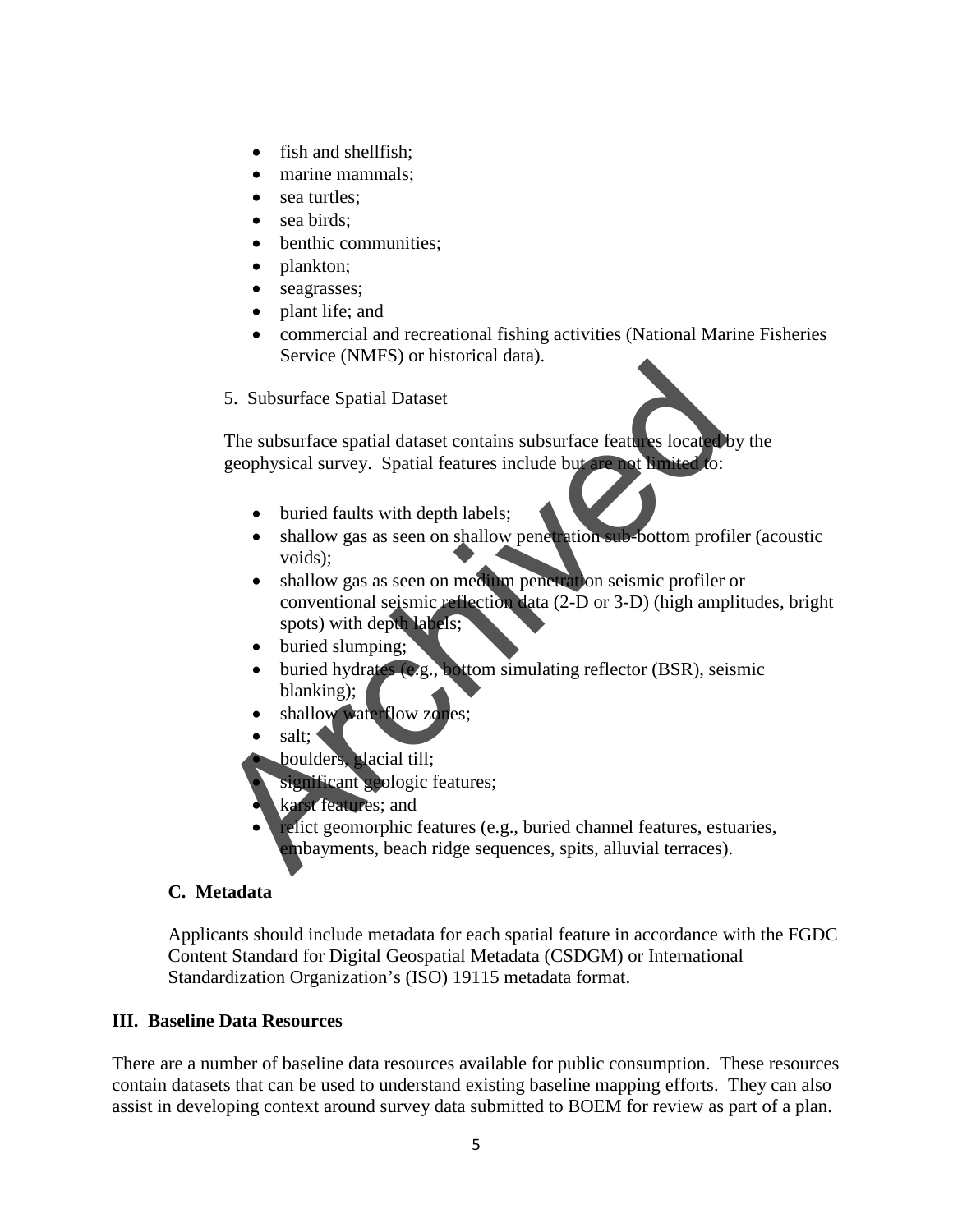- fish and shellfish;
- marine mammals;
- sea turtles;
- sea birds;
- benthic communities;
- plankton;
- seagrasses;
- plant life; and
- commercial and recreational fishing activities (National Marine Fisheries Service (NMFS) or historical data).

5. Subsurface Spatial Dataset

The subsurface spatial dataset contains subsurface features located by the geophysical survey. Spatial features include but are not limited to:

- buried faults with depth labels;
- shallow gas as seen on shallow penetration sub-bottom profiler (acoustic voids);
- shallow gas as seen on medium penetration seismic profiler or conventional seismic reflection data (2-D or 3-D) (high amplitudes, bright spots) with depth labels;
- buried slumping;
- buried hydrates (e.g., bottom simulating reflector (BSR), seismic blanking);
- shallow waterflow zones;
- salt;
- boulders, glacial till;
- significant geologic features;
- karst features; and
- relict geomorphic features (e.g., buried channel features, estuaries, embayments, beach ridge sequences, spits, alluvial terraces).

### C. Metadata

Applicants should include metadata for each spatial feature in accordance with the FGDC Content Standard for Digital Geospatial Metadata (CSDGM) or International Standardization Organization's (ISO) 19115 metadata format.

## III. Baseline Data Resources

There are a number of baseline data resources available for public consumption. These resources contain datasets that can be used to understand existing baseline mapping efforts. They can also assist in developing context around survey data submitted to BOEM for review as part of a plan.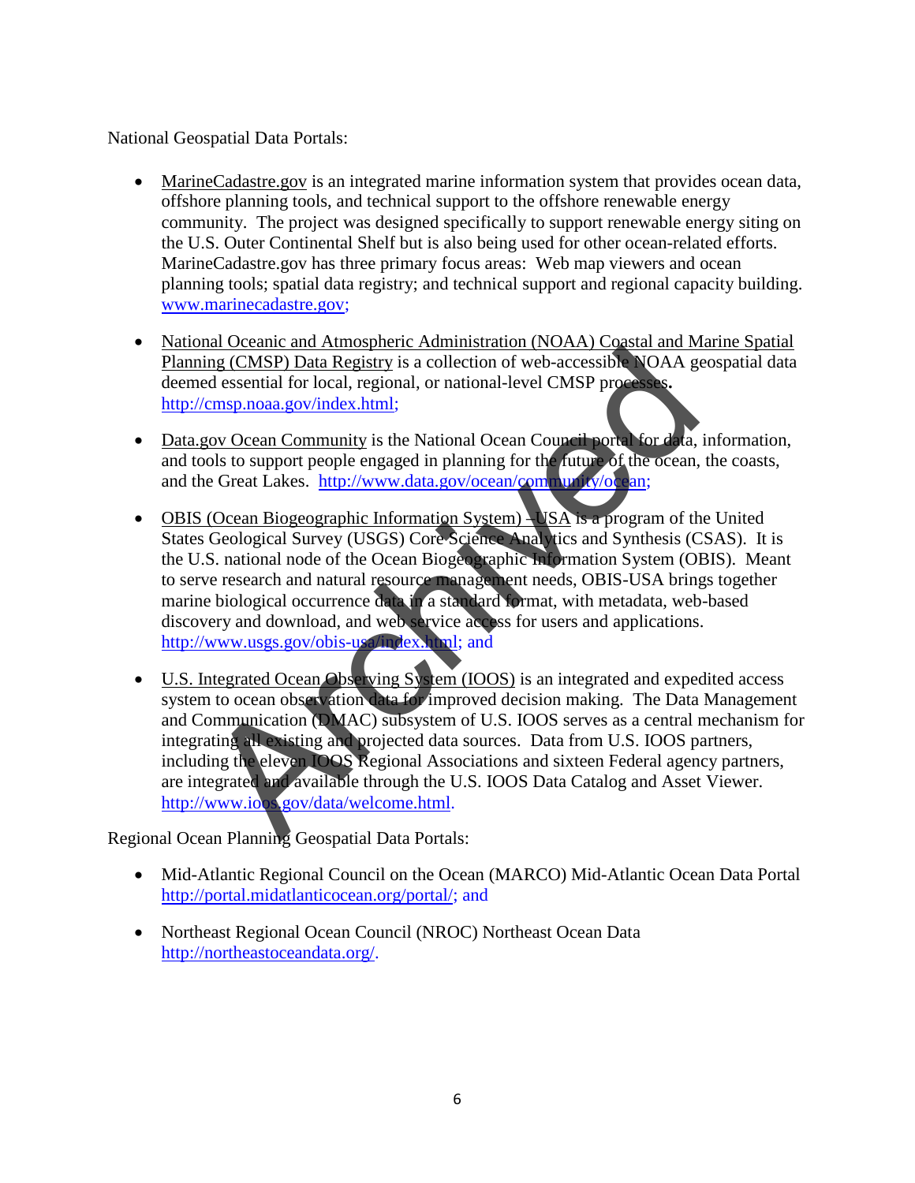National Geospatial Data Portals:

- MarineCadastre.gov is an integrated marine information system that provides ocean data, offshore planning tools, and technical support to the offshore renewable energy community. The project was designed specifically to support renewable energy siting on the U.S. Outer Continental Shelf but is also being used for other ocean-related efforts. MarineCadastre.gov has three primary focus areas: Web map viewers and ocean planning tools; spatial data registry; and technical support and regional capacity building. www.marinecadastre.gov;

- National Oceanic and Atmospheric Administration (NOAA) Coastal and Marine Spatial Planning (CMSP) Data Registry is a collection of web-accessible NOAA geospatial data deemed essential for local, regional, or national-level CMSP processes. http://cmsp.noaa.gov/index.html;

- Data.gov Ocean Community is the National Ocean Council portal for data, information, and tools to support people engaged in planning for the future of the ocean, the coasts, and the Great Lakes. http://www.data.gov/ocean/community/ocean;

- OBIS (Ocean Biogeographic Information System) - USA is a program of the United States Geological Survey (USGS) Core Science Analytics and Synthesis (CSAS). It is the U.S. national node of the Ocean Biogeographic Information System (OBIS). Meant to serve research and natural resource management needs, OBIS-USA brings together marine biological occurrence data in a standard format, with metadata, web-based discovery and download, and web service access for users and applications. http://www.usgs.gov/obis-usa/index.html; and

- U.S. Integrated Ocean Observing System (IOOS) is an integrated and expedited access system to ocean observation data for improved decision making. The Data Management and Communication (DMAC) subsystem of U.S. IOOS serves as a central mechanism for integrating all existing and projected data sources. Data from U.S. IOOS partners, including the eleven IOOS Regional Associations and sixteen Federal agency partners, are integrated and available through the U.S. IOOS Data Catalog and Asset Viewer. http://www.ioos.gov/data/welcome.html.

Regional Ocean Planning Geospatial Data Portals:

- Mid-Atlantic Regional Council on the Ocean (MARCO) Mid-Atlantic Ocean Data Portal http://portal.midatlanticocean.org/portal/; and

- Northeast Regional Ocean Council (NROC) Northeast Ocean Data http://northeastoceandata.org/.